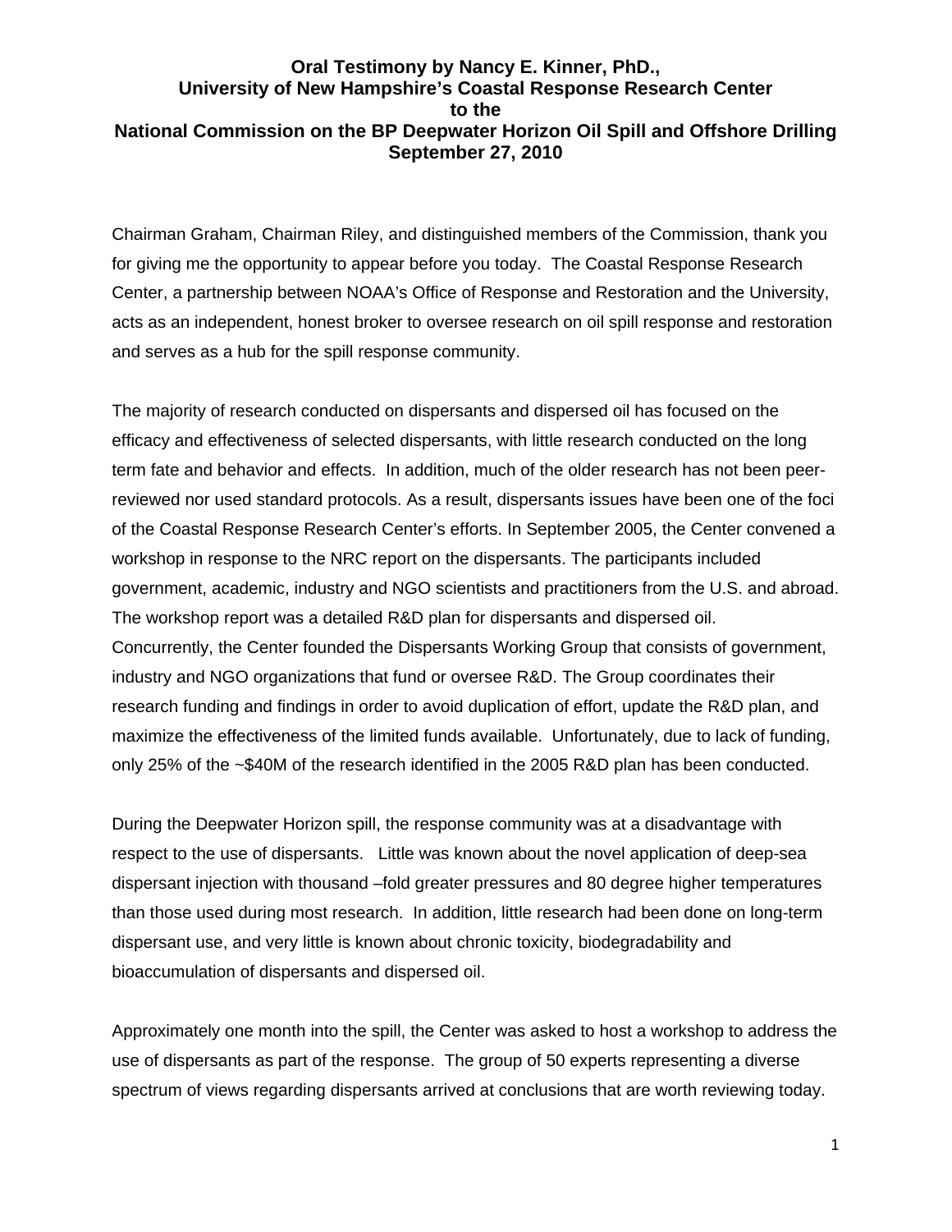# Oral Testimony by Nancy E. Kinner, PhD., University of New Hampshire's Coastal Response Research Center to the National Commission on the BP Deepwater Horizon Oil Spill and Offshore Drilling

**September 27, 2010**

Chairman Graham, Chairman Riley, and distinguished members of the Commission, thank you for giving me the opportunity to appear before you today. The Coastal Response Research Center, a partnership between NOAA's Office of Response and Restoration and the University, acts as an independent, honest broker to oversee research on oil spill response and restoration and serves as a hub for the spill response community.

The majority of research conducted on dispersants and dispersed oil has focused on the efficacy and effectiveness of selected dispersants, with little research conducted on the long term fate and behavior and effects. In addition, much of the older research has not been peer-reviewed nor used standard protocols. As a result, dispersants issues have been one of the foci of the Coastal Response Research Center's efforts. In September 2005, the Center convened a workshop in response to the NRC report on the dispersants. The participants included government, academic, industry and NGO scientists and practitioners from the U.S. and abroad. The workshop report was a detailed R&D plan for dispersants and dispersed oil. Concurrently, the Center founded the Dispersants Working Group that consists of government, industry and NGO organizations that fund or oversee R&D. The Group coordinates their research funding and findings in order to avoid duplication of effort, update the R&D plan, and maximize the effectiveness of the limited funds available. Unfortunately, due to lack of funding, only 25% of the ~$40M of the research identified in the 2005 R&D plan has been conducted.

During the Deepwater Horizon spill, the response community was at a disadvantage with respect to the use of dispersants. Little was known about the novel application of deep-sea dispersant injection with thousand –fold greater pressures and 80 degree higher temperatures than those used during most research. In addition, little research had been done on long-term dispersant use, and very little is known about chronic toxicity, biodegradability and bioaccumulation of dispersants and dispersed oil.

Approximately one month into the spill, the Center was asked to host a workshop to address the use of dispersants as part of the response. The group of 50 experts representing a diverse spectrum of views regarding dispersants arrived at conclusions that are worth reviewing today.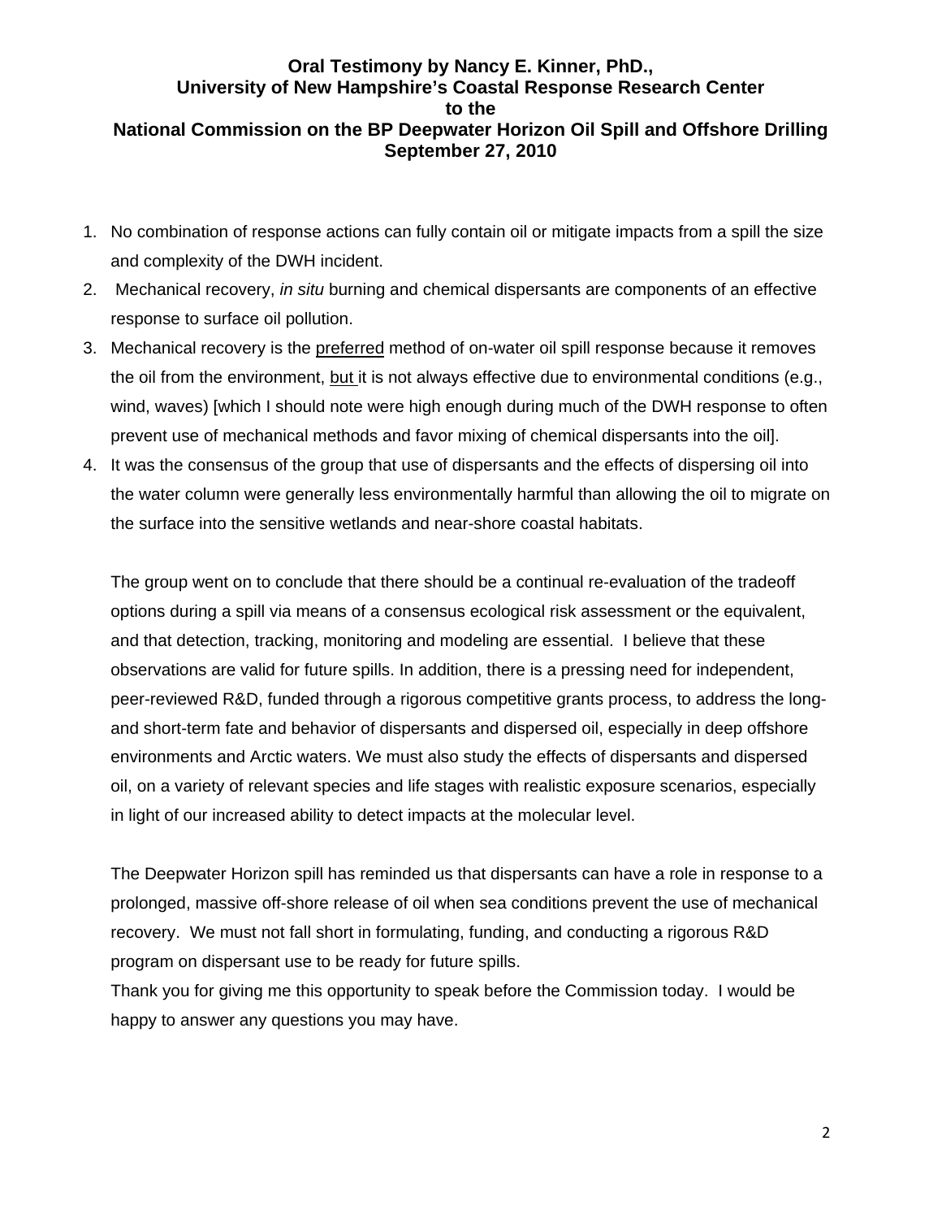**Oral Testimony by Nancy E. Kinner, PhD.,**
**University of New Hampshire's Coastal Response Research Center**
**to the**
**National Commission on the BP Deepwater Horizon Oil Spill and Offshore Drilling**
**September 27, 2010**

1. No combination of response actions can fully contain oil or mitigate impacts from a spill the size and complexity of the DWH incident.
2. Mechanical recovery, *in situ* burning and chemical dispersants are components of an effective response to surface oil pollution.
3. Mechanical recovery is the <u>preferred</u> method of on-water oil spill response because it removes the oil from the environment, <u>but</u> it is not always effective due to environmental conditions (e.g., wind, waves) [which I should note were high enough during much of the DWH response to often prevent use of mechanical methods and favor mixing of chemical dispersants into the oil].
4. It was the consensus of the group that use of dispersants and the effects of dispersing oil into the water column were generally less environmentally harmful than allowing the oil to migrate on the surface into the sensitive wetlands and near-shore coastal habitats.

The group went on to conclude that there should be a continual re-evaluation of the tradeoff options during a spill via means of a consensus ecological risk assessment or the equivalent, and that detection, tracking, monitoring and modeling are essential. I believe that these observations are valid for future spills. In addition, there is a pressing need for independent, peer-reviewed R&D, funded through a rigorous competitive grants process, to address the long- and short-term fate and behavior of dispersants and dispersed oil, especially in deep offshore environments and Arctic waters. We must also study the effects of dispersants and dispersed oil, on a variety of relevant species and life stages with realistic exposure scenarios, especially in light of our increased ability to detect impacts at the molecular level.

The Deepwater Horizon spill has reminded us that dispersants can have a role in response to a prolonged, massive off-shore release of oil when sea conditions prevent the use of mechanical recovery. We must not fall short in formulating, funding, and conducting a rigorous R&D program on dispersant use to be ready for future spills.

Thank you for giving me this opportunity to speak before the Commission today. I would be happy to answer any questions you may have.